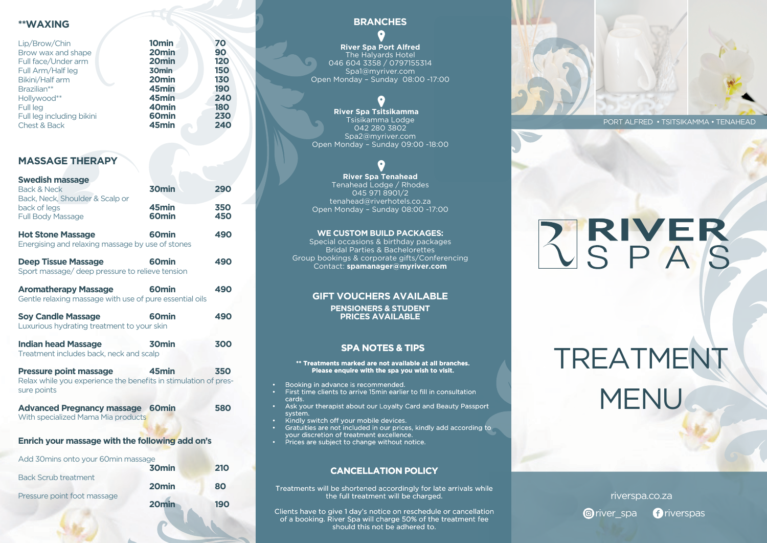## **WAXING

| | | |
|---|---|---|
| Lip/Brow/Chin | 10min | 70 |
| Brow wax and shape | 20min | 90 |
| Full face/Under arm | 20min | 120 |
| Full Arm/Half leg | 30min | 150 |
| Bikini/Half arm | 20min | 130 |
| Brazilian** | 45min | 190 |
| Hollywood** | 45min | 240 |
| Full leg | 40min | 180 |
| Full leg including bikini | 60min | 230 |
| Chest & Back | 45min | 240 |

## MASSAGE THERAPY

**Swedish massage**

| | | |
|---|---|---|
| Back & Neck | 30min | 290 |
| Back, Neck, Shoulder & Scalp or back of legs | 45min | 350 |
| Full Body Massage | 60min | 450 |

**Hot Stone Massage** 60min 490
Energising and relaxing massage by use of stones

**Deep Tissue Massage** 60min 490
Sport massage/ deep pressure to relieve tension

**Aromatherapy Massage** 60min 490
Gentle relaxing massage with use of pure essential oils

**Soy Candle Massage** 60min 490
Luxurious hydrating treatment to your skin

**Indian head Massage** 30min 300
Treatment includes back, neck and scalp

**Pressure point massage** 45min 350
Relax while you experience the benefits in stimulation of pressure points

**Advanced Pregnancy massage** 60min 580
With specialized Mama Mia products

### Enrich your massage with the following add on's

| | | |
|---|---|---|
| Add 30mins onto your 60min massage | 30min | 210 |
| Back Scrub treatment | 20min | 80 |
| Pressure point foot massage | 20min | 190 |

## BRANCHES

**River Spa Port Alfred**
The Halyards Hotel
046 604 3358 / 0797155314
Spa1@myriver.com
Open Monday – Sunday 08:00 -17:00

**River Spa Tsitsikamma**
Tsisikamma Lodge
042 280 3802
Spa2@myriver.com
Open Monday – Sunday 09:00 -18:00

**River Spa Tenahead**
Tenahead Lodge / Rhodes
045 971 8901/2
tenahead@riverhotels.co.za
Open Monday – Sunday 08:00 -17:00

**WE CUSTOM BUILD PACKAGES:**
Special occasions & birthday packages
Bridal Parties & Bachelorettes
Group bookings & corporate gifts/Conferencing
Contact: **spamanager@myriver.com**

## GIFT VOUCHERS AVAILABLE

**PENSIONERS & STUDENT PRICES AVAILABLE**

## SPA NOTES & TIPS

**** Treatments marked are not available at all branches. Please enquire with the spa you wish to visit.**

- Booking in advance is recommended.
- First time clients to arrive 15min earlier to fill in consultation cards.
- Ask your therapist about our Loyalty Card and Beauty Passport system.
- Kindly switch off your mobile devices.
- Gratuities are not included in our prices, kindly add according to your discretion of treatment excellence.
- Prices are subject to change without notice.

## CANCELLATION POLICY

Treatments will be shortened accordingly for late arrivals while the full treatment will be charged.

Clients have to give 1 day's notice on reschedule or cancellation of a booking. River Spa will charge 50% of the treatment fee should this not be adhered to.

PORT ALFRED • TSITSIKAMMA • TENAHEAD

# RIVER SPAS

# TREATMENT MENU

riverspa.co.za

river_spa   riverspas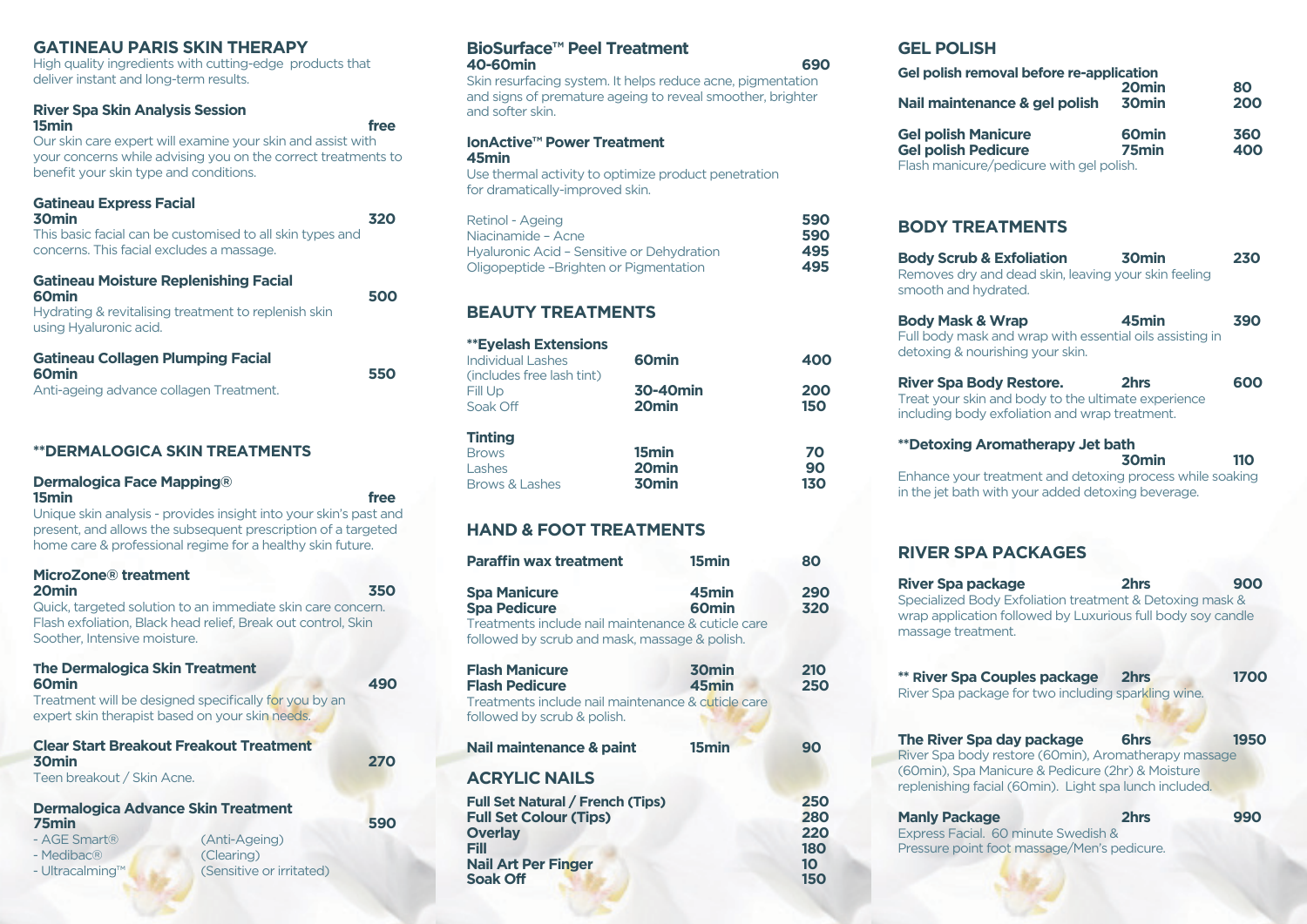## GATINEAU PARIS SKIN THERAPY

High quality ingredients with cutting-edge products that deliver instant and long-term results.

**River Spa Skin Analysis Session**
**15min** — free
Our skin care expert will examine your skin and assist with your concerns while advising you on the correct treatments to benefit your skin type and conditions.

**Gatineau Express Facial**
**30min** — 320
This basic facial can be customised to all skin types and concerns. This facial excludes a massage.

**Gatineau Moisture Replenishing Facial**
**60min** — 500
Hydrating & revitalising treatment to replenish skin using Hyaluronic acid.

**Gatineau Collagen Plumping Facial**
**60min** — 550
Anti-ageing advance collagen Treatment.

## **DERMALOGICA SKIN TREATMENTS

**Dermalogica Face Mapping®**
**15min** — free
Unique skin analysis - provides insight into your skin's past and present, and allows the subsequent prescription of a targeted home care & professional regime for a healthy skin future.

**MicroZone® treatment**
**20min** — 350
Quick, targeted solution to an immediate skin care concern. Flash exfoliation, Black head relief, Break out control, Skin Soother, Intensive moisture.

**The Dermalogica Skin Treatment**
**60min** — 490
Treatment will be designed specifically for you by an expert skin therapist based on your skin needs.

**Clear Start Breakout Freakout Treatment**
**30min** — 270
Teen breakout / Skin Acne.

**Dermalogica Advance Skin Treatment**
**75min** — 590
- AGE Smart® (Anti-Ageing)
- Medibac® (Clearing)
- Ultracalming™ (Sensitive or irritated)

**BioSurface™ Peel Treatment**
**40-60min** — 690
Skin resurfacing system. It helps reduce acne, pigmentation and signs of premature ageing to reveal smoother, brighter and softer skin.

**IonActive™ Power Treatment**
**45min**
Use thermal activity to optimize product penetration for dramatically-improved skin.

| | |
|---|---|
| Retinol - Ageing | 590 |
| Niacinamide – Acne | 590 |
| Hyaluronic Acid – Sensitive or Dehydration | 495 |
| Oligopeptide –Brighten or Pigmentation | 495 |

## BEAUTY TREATMENTS

| **Eyelash Extensions | | |
|---|---|---|
| Individual Lashes (includes free lash tint) | 60min | 400 |
| Fill Up | 30-40min | 200 |
| Soak Off | 20min | 150 |

| **Tinting** | | |
|---|---|---|
| Brows | 15min | 70 |
| Lashes | 20min | 90 |
| Brows & Lashes | 30min | 130 |

## HAND & FOOT TREATMENTS

| | | |
|---|---|---|
| **Paraffin wax treatment** | 15min | 80 |
| **Spa Manicure** | 45min | 290 |
| **Spa Pedicure** | 60min | 320 |

Treatments include nail maintenance & cuticle care followed by scrub and mask, massage & polish.

| | | |
|---|---|---|
| **Flash Manicure** | 30min | 210 |
| **Flash Pedicure** | 45min | 250 |

Treatments include nail maintenance & cuticle care followed by scrub & polish.

| | | |
|---|---|---|
| **Nail maintenance & paint** | 15min | 90 |

## ACRYLIC NAILS

| | |
|---|---|
| **Full Set Natural / French (Tips)** | 250 |
| **Full Set Colour (Tips)** | 280 |
| **Overlay** | 220 |
| **Fill** | 180 |
| **Nail Art Per Finger** | 10 |
| **Soak Off** | 150 |

## GEL POLISH

| | | |
|---|---|---|
| **Gel polish removal before re-application** | 20min | 80 |
| **Nail maintenance & gel polish** | 30min | 200 |
| **Gel polish Manicure** | 60min | 360 |
| **Gel polish Pedicure** | 75min | 400 |

Flash manicure/pedicure with gel polish.

## BODY TREATMENTS

**Body Scrub & Exfoliation** — 30min — 230
Removes dry and dead skin, leaving your skin feeling smooth and hydrated.

**Body Mask & Wrap** — 45min — 390
Full body mask and wrap with essential oils assisting in detoxing & nourishing your skin.

**River Spa Body Restore.** — 2hrs — 600
Treat your skin and body to the ultimate experience including body exfoliation and wrap treatment.

****Detoxing Aromatherapy Jet bath** — 30min — 110
Enhance your treatment and detoxing process while soaking in the jet bath with your added detoxing beverage.

## RIVER SPA PACKAGES

**River Spa package** — 2hrs — 900
Specialized Body Exfoliation treatment & Detoxing mask & wrap application followed by Luxurious full body soy candle massage treatment.

**\*\* River Spa Couples package** — 2hrs — 1700
River Spa package for two including sparkling wine.

**The River Spa day package** — 6hrs — 1950
River Spa body restore (60min), Aromatherapy massage (60min), Spa Manicure & Pedicure (2hr) & Moisture replenishing facial (60min). Light spa lunch included.

**Manly Package** — 2hrs — 990
Express Facial. 60 minute Swedish & Pressure point foot massage/Men's pedicure.